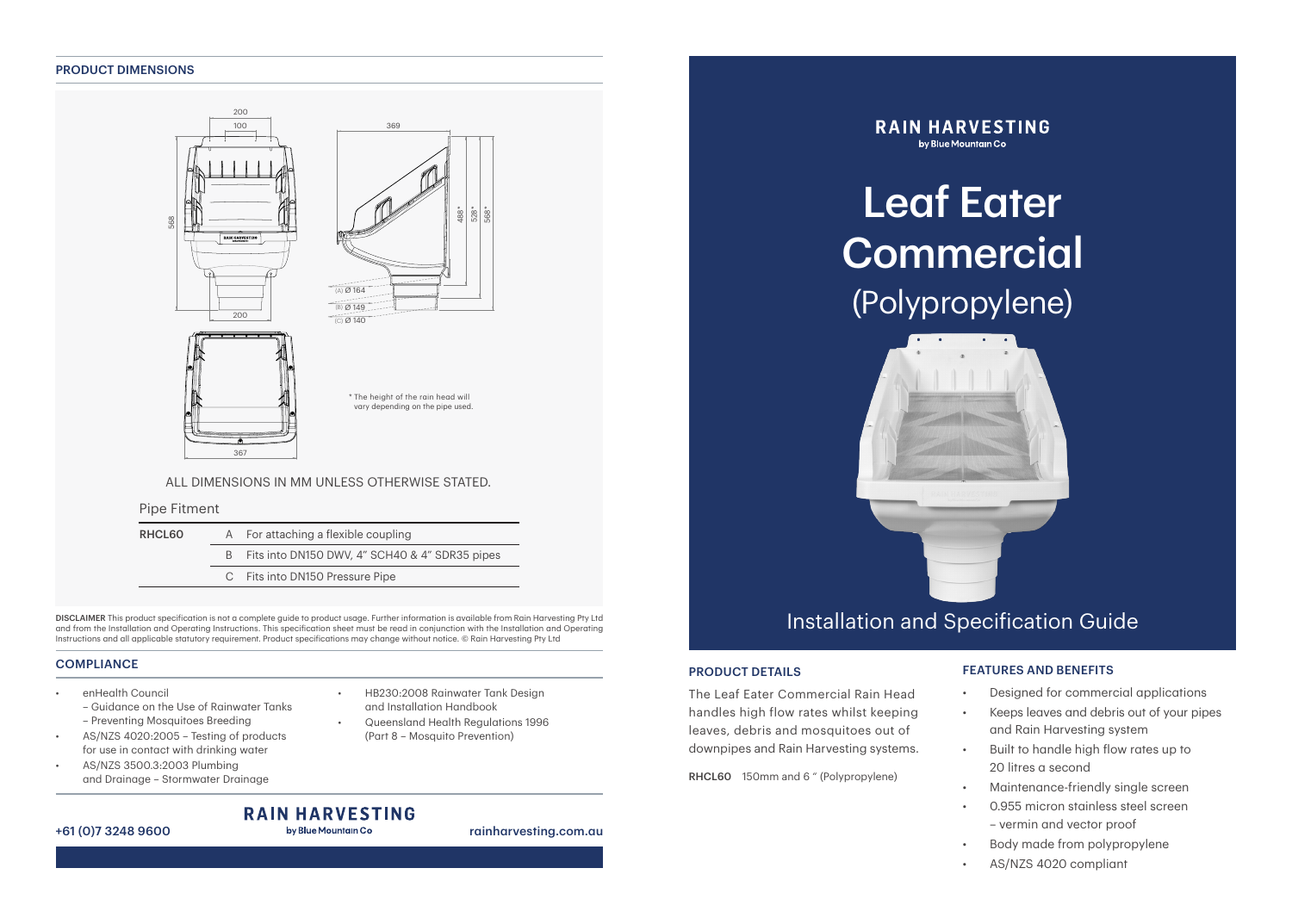## PRODUCT DIMENSIONS

200
100
568
200
369
488*
528*
568*
(A) Ø 164
(B) Ø 149
(C) Ø 140
367

\* The height of the rain head will vary depending on the pipe used.

ALL DIMENSIONS IN MM UNLESS OTHERWISE STATED.

### Pipe Fitment

| | | |
|---|---|---|
| RHCL60 | A | For attaching a flexible coupling |
| | B | Fits into DN150 DWV, 4" SCH40 & 4" SDR35 pipes |
| | C | Fits into DN150 Pressure Pipe |

**DISCLAIMER** This product specification is not a complete guide to product usage. Further information is available from Rain Harvesting Pty Ltd and from the Installation and Operating Instructions. This specification sheet must be read in conjunction with the Installation and Operating Instructions and all applicable statutory requirement. Product specifications may change without notice. © Rain Harvesting Pty Ltd

## COMPLIANCE

- enHealth Council
  – Guidance on the Use of Rainwater Tanks
  – Preventing Mosquitoes Breeding
- AS/NZS 4020:2005 – Testing of products for use in contact with drinking water
- AS/NZS 3500.3:2003 Plumbing and Drainage – Stormwater Drainage
- HB230:2008 Rainwater Tank Design and Installation Handbook
- Queensland Health Regulations 1996 (Part 8 – Mosquito Prevention)

+61 (0)7 3248 9600 — RAIN HARVESTING by Blue Mountain Co — rainharvesting.com.au

**RAIN HARVESTING**
by Blue Mountain Co

# Leaf Eater Commercial
(Polypropylene)

## Installation and Specification Guide

### PRODUCT DETAILS

The Leaf Eater Commercial Rain Head handles high flow rates whilst keeping leaves, debris and mosquitoes out of downpipes and Rain Harvesting systems.

**RHCL60** 150mm and 6 " (Polypropylene)

### FEATURES AND BENEFITS

- Designed for commercial applications
- Keeps leaves and debris out of your pipes and Rain Harvesting system
- Built to handle high flow rates up to 20 litres a second
- Maintenance-friendly single screen
- 0.955 micron stainless steel screen – vermin and vector proof
- Body made from polypropylene
- AS/NZS 4020 compliant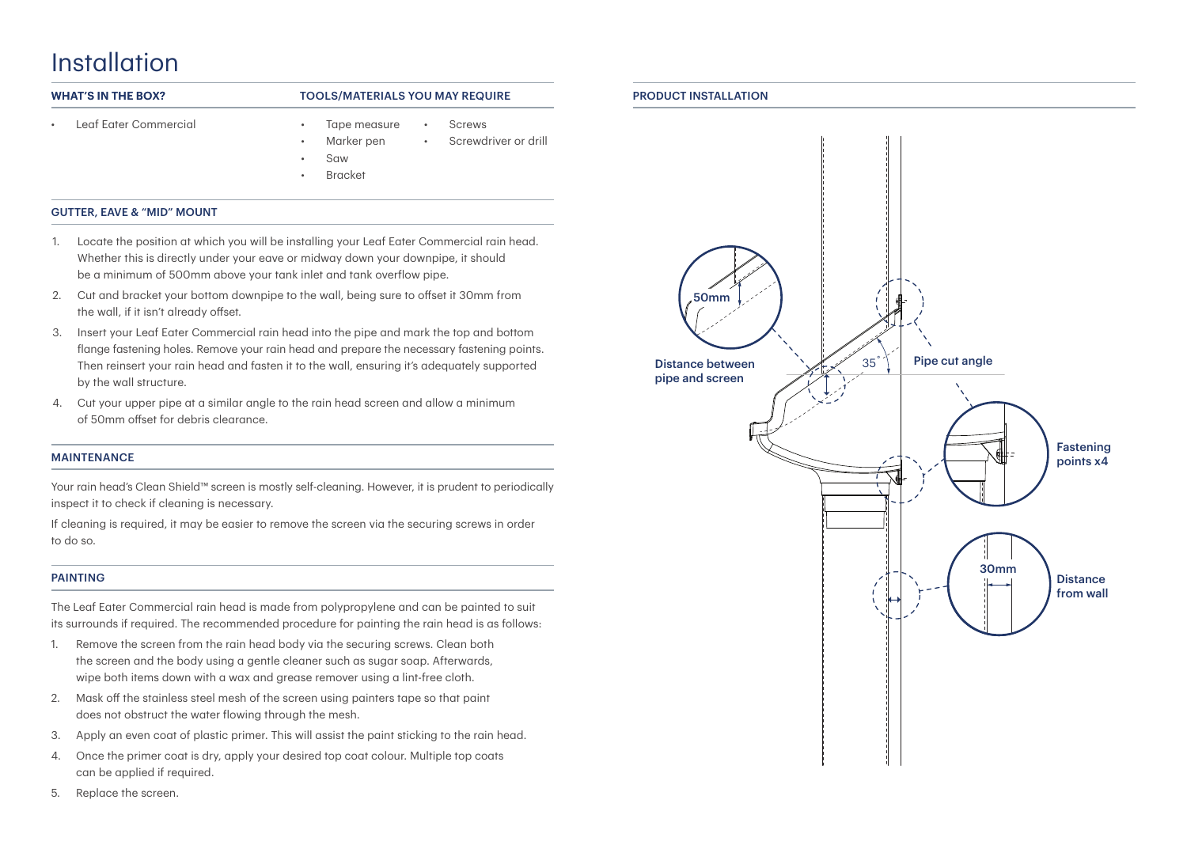# Installation

## WHAT'S IN THE BOX?

- Leaf Eater Commercial

## TOOLS/MATERIALS YOU MAY REQUIRE

- Tape measure
- Marker pen
- Saw
- Bracket
- Screws
- Screwdriver or drill

## GUTTER, EAVE & "MID" MOUNT

1. Locate the position at which you will be installing your Leaf Eater Commercial rain head. Whether this is directly under your eave or midway down your downpipe, it should be a minimum of 500mm above your tank inlet and tank overflow pipe.
2. Cut and bracket your bottom downpipe to the wall, being sure to offset it 30mm from the wall, if it isn't already offset.
3. Insert your Leaf Eater Commercial rain head into the pipe and mark the top and bottom flange fastening holes. Remove your rain head and prepare the necessary fastening points. Then reinsert your rain head and fasten it to the wall, ensuring it's adequately supported by the wall structure.
4. Cut your upper pipe at a similar angle to the rain head screen and allow a minimum of 50mm offset for debris clearance.

## MAINTENANCE

Your rain head's Clean Shield™ screen is mostly self-cleaning. However, it is prudent to periodically inspect it to check if cleaning is necessary.

If cleaning is required, it may be easier to remove the screen via the securing screws in order to do so.

## PAINTING

The Leaf Eater Commercial rain head is made from polypropylene and can be painted to suit its surrounds if required. The recommended procedure for painting the rain head is as follows:

1. Remove the screen from the rain head body via the securing screws. Clean both the screen and the body using a gentle cleaner such as sugar soap. Afterwards, wipe both items down with a wax and grease remover using a lint-free cloth.
2. Mask off the stainless steel mesh of the screen using painters tape so that paint does not obstruct the water flowing through the mesh.
3. Apply an even coat of plastic primer. This will assist the paint sticking to the rain head.
4. Once the primer coat is dry, apply your desired top coat colour. Multiple top coats can be applied if required.
5. Replace the screen.

## PRODUCT INSTALLATION

50mm

Distance between pipe and screen

35°

Pipe cut angle

Fastening points x4

30mm

Distance from wall